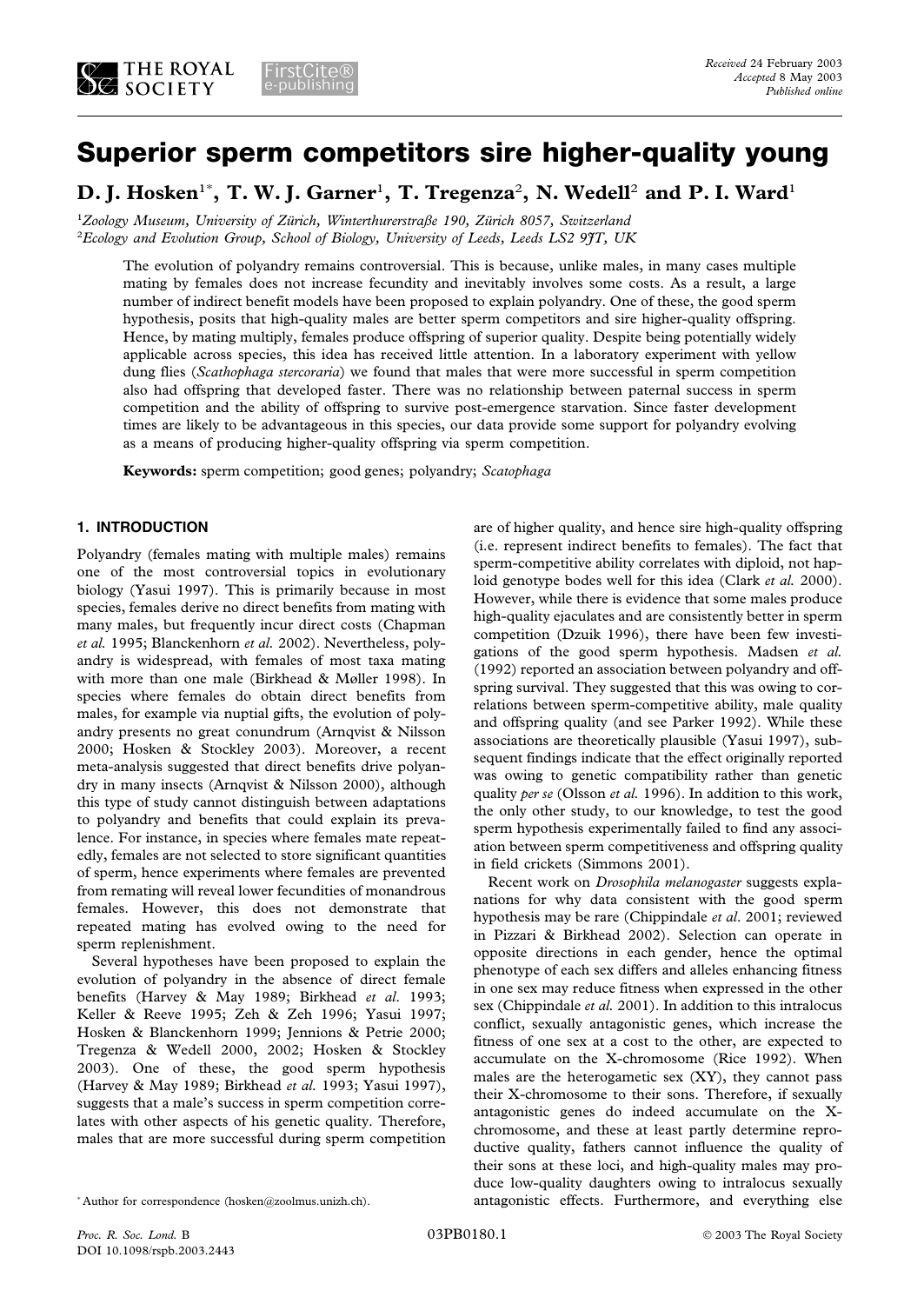# Superior sperm competitors sire higher-quality young

**D. J. Hosken[1*], T. W. J. Garner[1], T. Tregenza[2], N. Wedell[2] and P. I. Ward[1]**

[1]*Zoology Museum, University of Zürich, Winterthurerstraße 190, Zürich 8057, Switzerland*
[2]*Ecology and Evolution Group, School of Biology, University of Leeds, Leeds LS2 9JT, UK*

*Received* 24 February 2003
*Accepted* 8 May 2003
*Published online*

The evolution of polyandry remains controversial. This is because, unlike males, in many cases multiple mating by females does not increase fecundity and inevitably involves some costs. As a result, a large number of indirect benefit models have been proposed to explain polyandry. One of these, the good sperm hypothesis, posits that high-quality males are better sperm competitors and sire higher-quality offspring. Hence, by mating multiply, females produce offspring of superior quality. Despite being potentially widely applicable across species, this idea has received little attention. In a laboratory experiment with yellow dung flies (*Scathophaga stercoraria*) we found that males that were more successful in sperm competition also had offspring that developed faster. There was no relationship between paternal success in sperm competition and the ability of offspring to survive post-emergence starvation. Since faster development times are likely to be advantageous in this species, our data provide some support for polyandry evolving as a means of producing higher-quality offspring via sperm competition.

**Keywords:** sperm competition; good genes; polyandry; *Scatophaga*

## 1. INTRODUCTION

Polyandry (females mating with multiple males) remains one of the most controversial topics in evolutionary biology (Yasui 1997). This is primarily because in most species, females derive no direct benefits from mating with many males, but frequently incur direct costs (Chapman *et al.* 1995; Blanckenhorn *et al.* 2002). Nevertheless, polyandry is widespread, with females of most taxa mating with more than one male (Birkhead & Møller 1998). In species where females do obtain direct benefits from males, for example via nuptial gifts, the evolution of polyandry presents no great conundrum (Arnqvist & Nilsson 2000; Hosken & Stockley 2003). Moreover, a recent meta-analysis suggested that direct benefits drive polyandry in many insects (Arnqvist & Nilsson 2000), although this type of study cannot distinguish between adaptations to polyandry and benefits that could explain its prevalence. For instance, in species where females mate repeatedly, females are not selected to store significant quantities of sperm, hence experiments where females are prevented from remating will reveal lower fecundities of monandrous females. However, this does not demonstrate that repeated mating has evolved owing to the need for sperm replenishment.

Several hypotheses have been proposed to explain the evolution of polyandry in the absence of direct female benefits (Harvey & May 1989; Birkhead *et al.* 1993; Keller & Reeve 1995; Zeh & Zeh 1996; Yasui 1997; Hosken & Blanckenhorn 1999; Jennions & Petrie 2000; Tregenza & Wedell 2000, 2002; Hosken & Stockley 2003). One of these, the good sperm hypothesis (Harvey & May 1989; Birkhead *et al.* 1993; Yasui 1997), suggests that a male's success in sperm competition correlates with other aspects of his genetic quality. Therefore, males that are more successful during sperm competition are of higher quality, and hence sire high-quality offspring (i.e. represent indirect benefits to females). The fact that sperm-competitive ability correlates with diploid, not haploid genotype bodes well for this idea (Clark *et al.* 2000). However, while there is evidence that some males produce high-quality ejaculates and are consistently better in sperm competition (Dzuik 1996), there have been few investigations of the good sperm hypothesis. Madsen *et al.* (1992) reported an association between polyandry and offspring survival. They suggested that this was owing to correlations between sperm-competitive ability, male quality and offspring quality (and see Parker 1992). While these associations are theoretically plausible (Yasui 1997), subsequent findings indicate that the effect originally reported was owing to genetic compatibility rather than genetic quality *per se* (Olsson *et al.* 1996). In addition to this work, the only other study, to our knowledge, to test the good sperm hypothesis experimentally failed to find any association between sperm competitiveness and offspring quality in field crickets (Simmons 2001).

Recent work on *Drosophila melanogaster* suggests explanations for why data consistent with the good sperm hypothesis may be rare (Chippindale *et al*. 2001; reviewed in Pizzari & Birkhead 2002). Selection can operate in opposite directions in each gender, hence the optimal phenotype of each sex differs and alleles enhancing fitness in one sex may reduce fitness when expressed in the other sex (Chippindale *et al.* 2001). In addition to this intralocus conflict, sexually antagonistic genes, which increase the fitness of one sex at a cost to the other, are expected to accumulate on the X-chromosome (Rice 1992). When males are the heterogametic sex (XY), they cannot pass their X-chromosome to their sons. Therefore, if sexually antagonistic genes do indeed accumulate on the X-chromosome, and these at least partly determine reproductive quality, fathers cannot influence the quality of their sons at these loci, and high-quality males may produce low-quality daughters owing to intralocus sexually antagonistic effects. Furthermore, and everything else

*Author for correspondence (hosken@zoolmus.unizh.ch).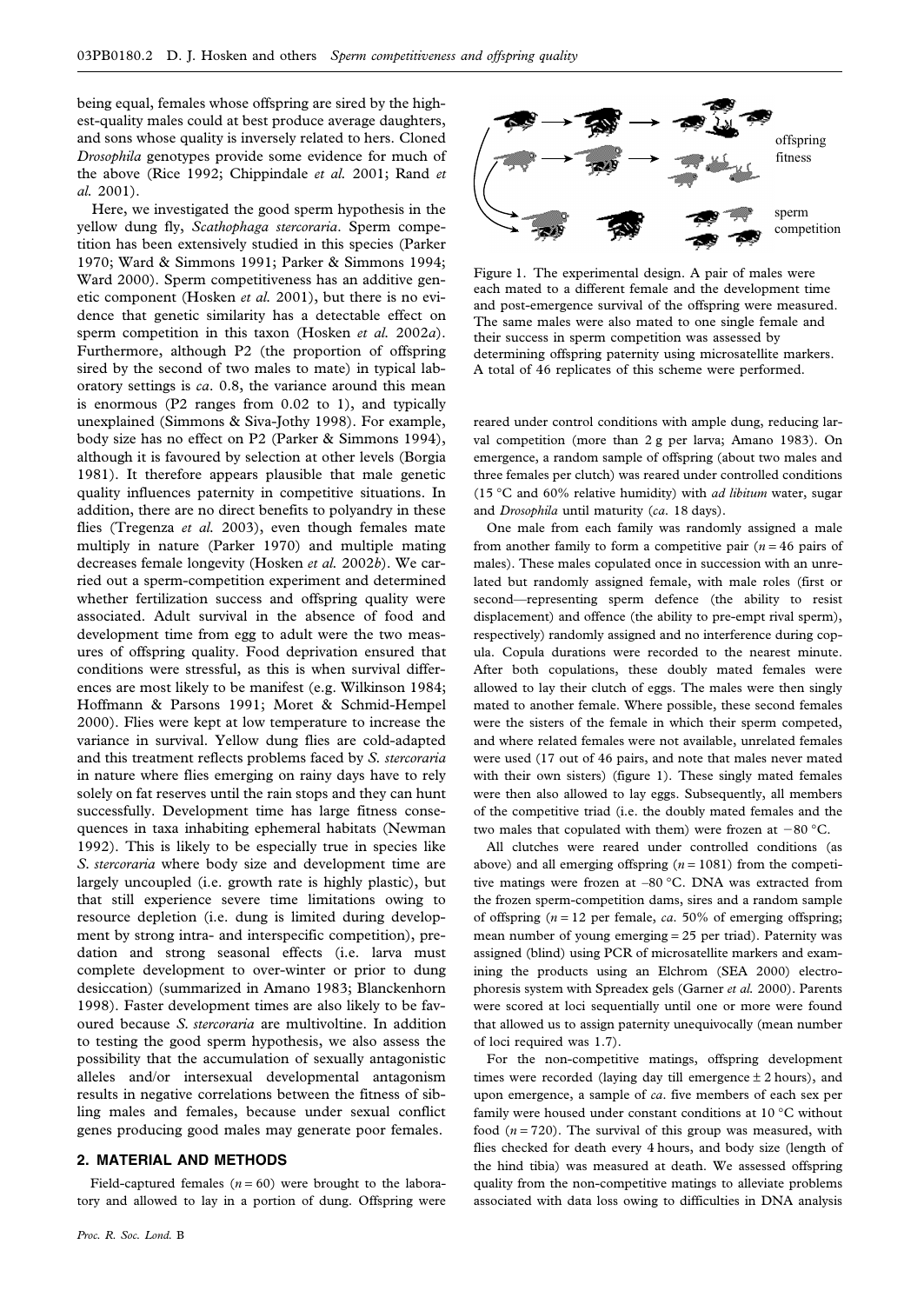being equal, females whose offspring are sired by the highest-quality males could at best produce average daughters, and sons whose quality is inversely related to hers. Cloned *Drosophila* genotypes provide some evidence for much of the above (Rice 1992; Chippindale *et al.* 2001; Rand *et al.* 2001).

Here, we investigated the good sperm hypothesis in the yellow dung fly, *Scathophaga stercoraria*. Sperm competition has been extensively studied in this species (Parker 1970; Ward & Simmons 1991; Parker & Simmons 1994; Ward 2000). Sperm competitiveness has an additive genetic component (Hosken *et al.* 2001), but there is no evidence that genetic similarity has a detectable effect on sperm competition in this taxon (Hosken *et al.* 2002*a*). Furthermore, although P2 (the proportion of offspring sired by the second of two males to mate) in typical laboratory settings is *ca*. 0.8, the variance around this mean is enormous (P2 ranges from 0.02 to 1), and typically unexplained (Simmons & Siva-Jothy 1998). For example, body size has no effect on P2 (Parker & Simmons 1994), although it is favoured by selection at other levels (Borgia 1981). It therefore appears plausible that male genetic quality influences paternity in competitive situations. In addition, there are no direct benefits to polyandry in these flies (Tregenza *et al.* 2003), even though females mate multiply in nature (Parker 1970) and multiple mating decreases female longevity (Hosken *et al.* 2002*b*). We carried out a sperm-competition experiment and determined whether fertilization success and offspring quality were associated. Adult survival in the absence of food and development time from egg to adult were the two measures of offspring quality. Food deprivation ensured that conditions were stressful, as this is when survival differences are most likely to be manifest (e.g. Wilkinson 1984; Hoffmann & Parsons 1991; Moret & Schmid-Hempel 2000). Flies were kept at low temperature to increase the variance in survival. Yellow dung flies are cold-adapted and this treatment reflects problems faced by *S. stercoraria* in nature where flies emerging on rainy days have to rely solely on fat reserves until the rain stops and they can hunt successfully. Development time has large fitness consequences in taxa inhabiting ephemeral habitats (Newman 1992). This is likely to be especially true in species like *S. stercoraria* where body size and development time are largely uncoupled (i.e. growth rate is highly plastic), but that still experience severe time limitations owing to resource depletion (i.e. dung is limited during development by strong intra- and interspecific competition), predation and strong seasonal effects (i.e. larva must complete development to over-winter or prior to dung desiccation) (summarized in Amano 1983; Blanckenhorn 1998). Faster development times are also likely to be favoured because *S. stercoraria* are multivoltine. In addition to testing the good sperm hypothesis, we also assess the possibility that the accumulation of sexually antagonistic alleles and/or intersexual developmental antagonism results in negative correlations between the fitness of sibling males and females, because under sexual conflict genes producing good males may generate poor females.

## 2. MATERIAL AND METHODS

Field-captured females ($n = 60$) were brought to the laboratory and allowed to lay in a portion of dung. Offspring were reared under control conditions with ample dung, reducing larval competition (more than 2 g per larva; Amano 1983). On emergence, a random sample of offspring (about two males and three females per clutch) was reared under controlled conditions (15 °C and 60% relative humidity) with *ad libitum* water, sugar and *Drosophila* until maturity (*ca*. 18 days).

One male from each family was randomly assigned a male from another family to form a competitive pair ($n = 46$ pairs of males). These males copulated once in succession with an unrelated but randomly assigned female, with male roles (first or second—representing sperm defence (the ability to resist displacement) and offence (the ability to pre-empt rival sperm), respectively) randomly assigned and no interference during copula. Copula durations were recorded to the nearest minute. After both copulations, these doubly mated females were allowed to lay their clutch of eggs. The males were then singly mated to another female. Where possible, these second females were the sisters of the female in which their sperm competed, and where related females were not available, unrelated females were used (17 out of 46 pairs, and note that males never mated with their own sisters) (figure 1). These singly mated females were then also allowed to lay eggs. Subsequently, all members of the competitive triad (i.e. the doubly mated females and the two males that copulated with them) were frozen at −80 °C.

offspring fitness

sperm competition

Figure 1. The experimental design. A pair of males were each mated to a different female and the development time and post-emergence survival of the offspring were measured. The same males were also mated to one single female and their success in sperm competition was assessed by determining offspring paternity using microsatellite markers. A total of 46 replicates of this scheme were performed.

All clutches were reared under controlled conditions (as above) and all emerging offspring ($n = 1081$) from the competitive matings were frozen at –80 °C. DNA was extracted from the frozen sperm-competition dams, sires and a random sample of offspring ($n = 12$ per female, *ca*. 50% of emerging offspring; mean number of young emerging = 25 per triad). Paternity was assigned (blind) using PCR of microsatellite markers and examining the products using an Elchrom (SEA 2000) electrophoresis system with Spreadex gels (Garner *et al.* 2000). Parents were scored at loci sequentially until one or more were found that allowed us to assign paternity unequivocally (mean number of loci required was 1.7).

For the non-competitive matings, offspring development times were recorded (laying day till emergence ± 2 hours), and upon emergence, a sample of *ca*. five members of each sex per family were housed under constant conditions at 10 °C without food ($n = 720$). The survival of this group was measured, with flies checked for death every 4 hours, and body size (length of the hind tibia) was measured at death. We assessed offspring quality from the non-competitive matings to alleviate problems associated with data loss owing to difficulties in DNA analysis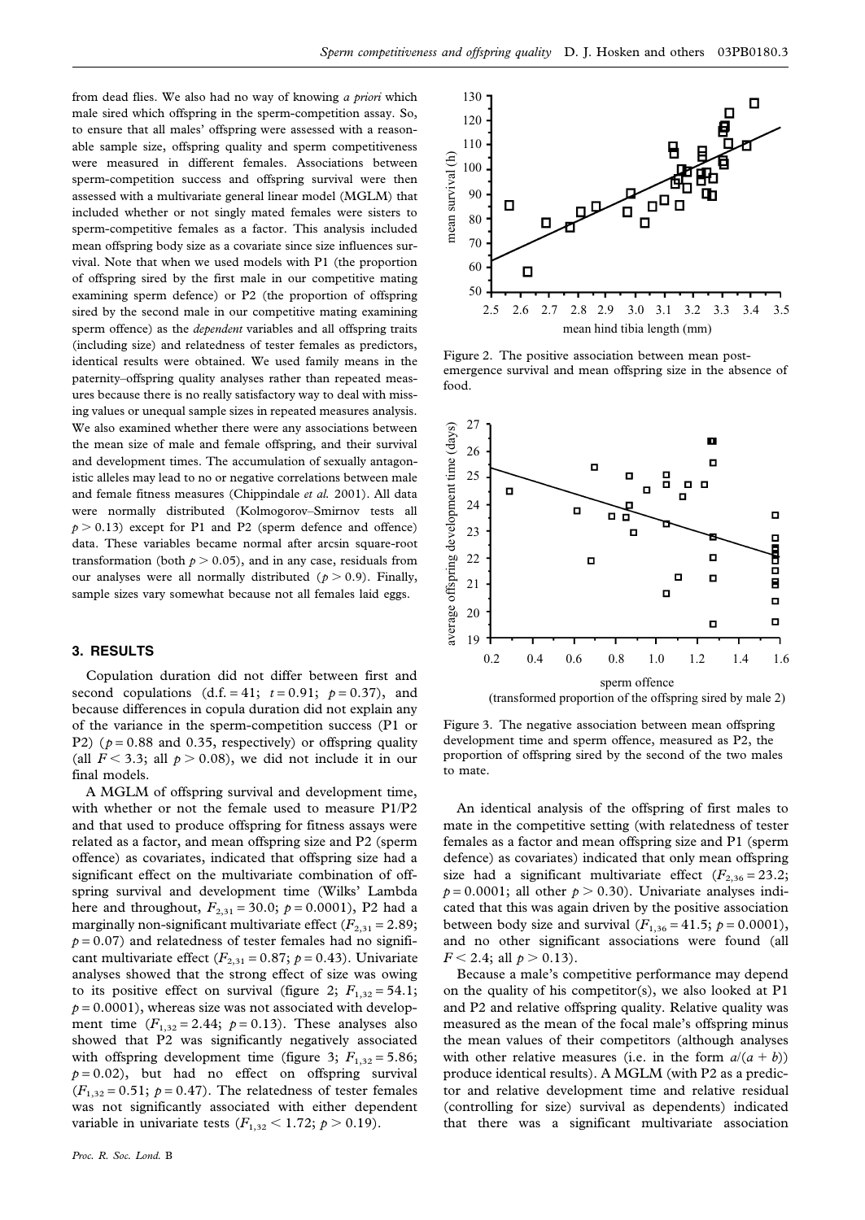from dead flies. We also had no way of knowing *a priori* which male sired which offspring in the sperm-competition assay. So, to ensure that all males' offspring were assessed with a reasonable sample size, offspring quality and sperm competitiveness were measured in different females. Associations between sperm-competition success and offspring survival were then assessed with a multivariate general linear model (MGLM) that included whether or not singly mated females were sisters to sperm-competitive females as a factor. This analysis included mean offspring body size as a covariate since size influences survival. Note that when we used models with P1 (the proportion of offspring sired by the first male in our competitive mating examining sperm defence) or P2 (the proportion of offspring sired by the second male in our competitive mating examining sperm offence) as the *dependent* variables and all offspring traits (including size) and relatedness of tester females as predictors, identical results were obtained. We used family means in the paternity–offspring quality analyses rather than repeated measures because there is no really satisfactory way to deal with missing values or unequal sample sizes in repeated measures analysis. We also examined whether there were any associations between the mean size of male and female offspring, and their survival and development times. The accumulation of sexually antagonistic alleles may lead to no or negative correlations between male and female fitness measures (Chippindale *et al.* 2001). All data were normally distributed (Kolmogorov–Smirnov tests all $p > 0.13$) except for P1 and P2 (sperm defence and offence) data. These variables became normal after arcsin square-root transformation (both $p > 0.05$), and in any case, residuals from our analyses were all normally distributed ($p > 0.9$). Finally, sample sizes vary somewhat because not all females laid eggs.

## 3. RESULTS

Copulation duration did not differ between first and second copulations (d.f. = 41; $t = 0.91$; $p = 0.37$), and because differences in copula duration did not explain any of the variance in the sperm-competition success (P1 or P2) ($p = 0.88$ and 0.35, respectively) or offspring quality (all $F < 3.3$; all $p > 0.08$), we did not include it in our final models.

A MGLM of offspring survival and development time, with whether or not the female used to measure P1/P2 and that used to produce offspring for fitness assays were related as a factor, and mean offspring size and P2 (sperm offence) as covariates, indicated that offspring size had a significant effect on the multivariate combination of offspring survival and development time (Wilks' Lambda here and throughout, $F_{2,31} = 30.0$; $p = 0.0001$), P2 had a marginally non-significant multivariate effect ($F_{2,31} = 2.89$; $p = 0.07$) and relatedness of tester females had no significant multivariate effect ($F_{2,31} = 0.87$; $p = 0.43$). Univariate analyses showed that the strong effect of size was owing to its positive effect on survival (figure 2; $F_{1,32} = 54.1$; $p = 0.0001$), whereas size was not associated with development time ($F_{1,32} = 2.44$; $p = 0.13$). These analyses also showed that P2 was significantly negatively associated with offspring development time (figure 3; $F_{1,32} = 5.86$; $p = 0.02$), but had no effect on offspring survival ($F_{1,32} = 0.51$; $p = 0.47$). The relatedness of tester females was not significantly associated with either dependent variable in univariate tests ($F_{1,32} < 1.72$; $p > 0.19$).

Figure 2. The positive association between mean post-emergence survival and mean offspring size in the absence of food.

Figure 3. The negative association between mean offspring development time and sperm offence, measured as P2, the proportion of offspring sired by the second of the two males to mate.

An identical analysis of the offspring of first males to mate in the competitive setting (with relatedness of tester females as a factor and mean offspring size and P1 (sperm defence) as covariates) indicated that only mean offspring size had a significant multivariate effect ($F_{2,36} = 23.2$; $p = 0.0001$; all other $p > 0.30$). Univariate analyses indicated that this was again driven by the positive association between body size and survival ($F_{1,36} = 41.5$; $p = 0.0001$), and no other significant associations were found (all $F < 2.4$; all $p > 0.13$).

Because a male's competitive performance may depend on the quality of his competitor(s), we also looked at P1 and P2 and relative offspring quality. Relative quality was measured as the mean of the focal male's offspring minus the mean values of their competitors (although analyses with other relative measures (i.e. in the form $a/(a + b)$) produce identical results). A MGLM (with P2 as a predictor and relative development time and relative residual (controlling for size) survival as dependents) indicated that there was a significant multivariate association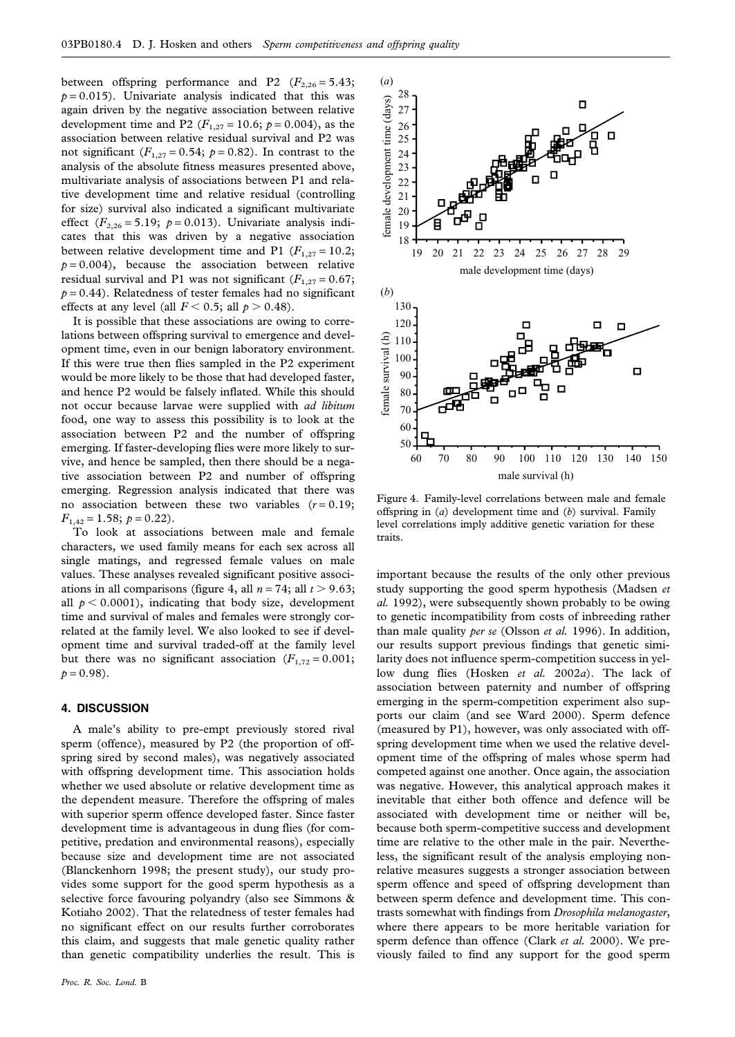between offspring performance and P2 ($F_{2,26} = 5.43$; $p = 0.015$). Univariate analysis indicated that this was again driven by the negative association between relative development time and P2 ($F_{1,27} = 10.6$; $p = 0.004$), as the association between relative residual survival and P2 was not significant ($F_{1,27} = 0.54$; $p = 0.82$). In contrast to the analysis of the absolute fitness measures presented above, multivariate analysis of associations between P1 and relative development time and relative residual (controlling for size) survival also indicated a significant multivariate effect ($F_{2,26} = 5.19$; $p = 0.013$). Univariate analysis indicates that this was driven by a negative association between relative development time and P1 ($F_{1,27} = 10.2$; $p = 0.004$), because the association between relative residual survival and P1 was not significant ($F_{1,27} = 0.67$; $p = 0.44$). Relatedness of tester females had no significant effects at any level (all $F < 0.5$; all $p > 0.48$).

It is possible that these associations are owing to correlations between offspring survival to emergence and development time, even in our benign laboratory environment. If this were true then flies sampled in the P2 experiment would be more likely to be those that had developed faster, and hence P2 would be falsely inflated. While this should not occur because larvae were supplied with *ad libitum* food, one way to assess this possibility is to look at the association between P2 and the number of offspring emerging. If faster-developing flies were more likely to survive, and hence be sampled, then there should be a negative association between P2 and number of offspring emerging. Regression analysis indicated that there was no association between these two variables ($r = 0.19$; $F_{1,42} = 1.58$; $p = 0.22$).

To look at associations between male and female characters, we used family means for each sex across all single matings, and regressed female values on male values. These analyses revealed significant positive associations in all comparisons (figure 4, all $n = 74$; all $t > 9.63$; all $p < 0.0001$), indicating that body size, development time and survival of males and females were strongly correlated at the family level. We also looked to see if development time and survival traded-off at the family level but there was no significant association ($F_{1,72} = 0.001$; $p = 0.98$).

Figure 4. Family-level correlations between male and female offspring in (*a*) development time and (*b*) survival. Family level correlations imply additive genetic variation for these traits.

## 4. DISCUSSION

A male's ability to pre-empt previously stored rival sperm (offence), measured by P2 (the proportion of offspring sired by second males), was negatively associated with offspring development time. This association holds whether we used absolute or relative development time as the dependent measure. Therefore the offspring of males with superior sperm offence developed faster. Since faster development time is advantageous in dung flies (for competitive, predation and environmental reasons), especially because size and development time are not associated (Blanckenhorn 1998; the present study), our study provides some support for the good sperm hypothesis as a selective force favouring polyandry (also see Simmons & Kotiaho 2002). That the relatedness of tester females had no significant effect on our results further corroborates this claim, and suggests that male genetic quality rather than genetic compatibility underlies the result. This is important because the results of the only other previous study supporting the good sperm hypothesis (Madsen *et al.* 1992), were subsequently shown probably to be owing to genetic incompatibility from costs of inbreeding rather than male quality *per se* (Olsson *et al.* 1996). In addition, our results support previous findings that genetic similarity does not influence sperm-competition success in yellow dung flies (Hosken *et al.* 2002*a*). The lack of association between paternity and number of offspring emerging in the sperm-competition experiment also supports our claim (and see Ward 2000). Sperm defence (measured by P1), however, was only associated with offspring development time when we used the relative development time of the offspring of males whose sperm had competed against one another. Once again, the association was negative. However, this analytical approach makes it inevitable that either both offence and defence will be associated with development time or neither will be, because both sperm-competitive success and development time are relative to the other male in the pair. Nevertheless, the significant result of the analysis employing non-relative measures suggests a stronger association between sperm offence and speed of offspring development than between sperm defence and development time. This contrasts somewhat with findings from *Drosophila melanogaster*, where there appears to be more heritable variation for sperm defence than offence (Clark *et al.* 2000). We previously failed to find any support for the good sperm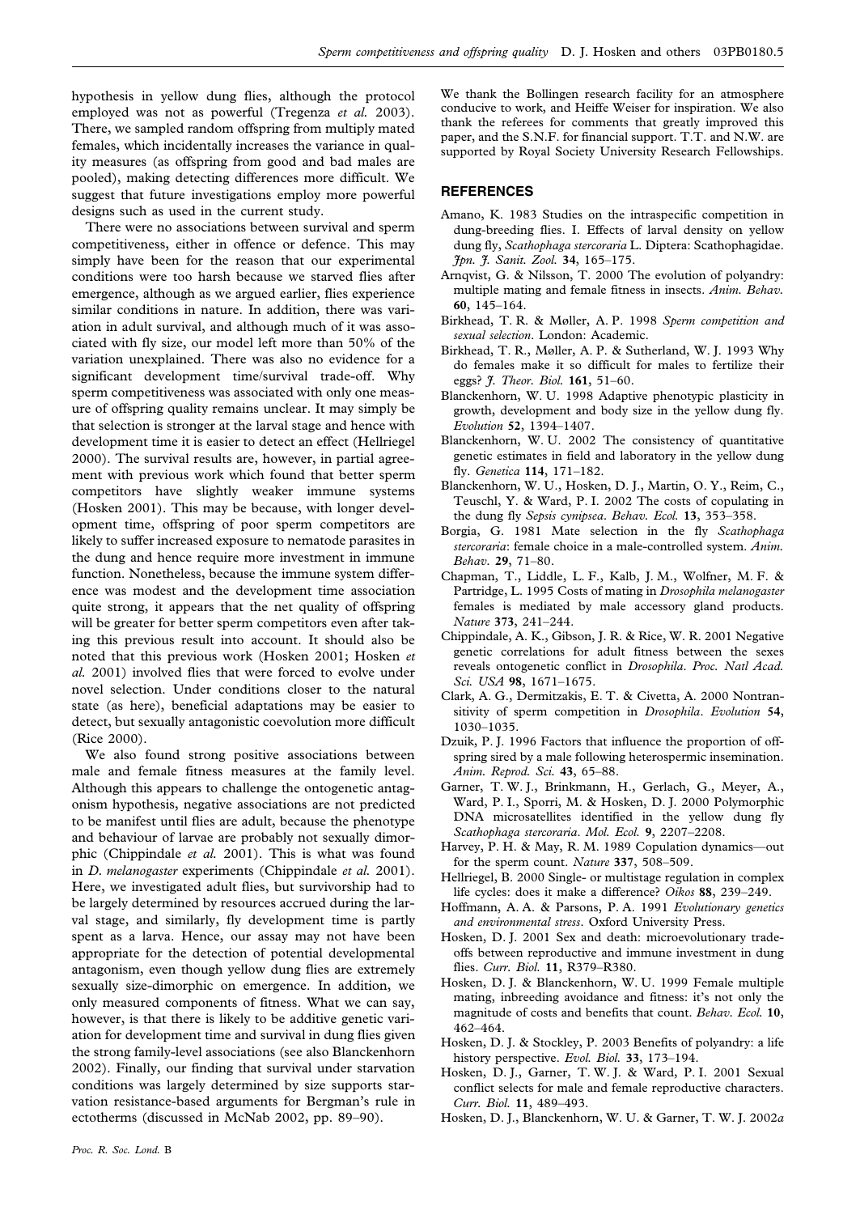hypothesis in yellow dung flies, although the protocol employed was not as powerful (Tregenza *et al.* 2003). There, we sampled random offspring from multiply mated females, which incidentally increases the variance in quality measures (as offspring from good and bad males are pooled), making detecting differences more difficult. We suggest that future investigations employ more powerful designs such as used in the current study.

There were no associations between survival and sperm competitiveness, either in offence or defence. This may simply have been for the reason that our experimental conditions were too harsh because we starved flies after emergence, although as we argued earlier, flies experience similar conditions in nature. In addition, there was variation in adult survival, and although much of it was associated with fly size, our model left more than 50% of the variation unexplained. There was also no evidence for a significant development time/survival trade-off. Why sperm competitiveness was associated with only one measure of offspring quality remains unclear. It may simply be that selection is stronger at the larval stage and hence with development time it is easier to detect an effect (Hellriegel 2000). The survival results are, however, in partial agreement with previous work which found that better sperm competitors have slightly weaker immune systems (Hosken 2001). This may be because, with longer development time, offspring of poor sperm competitors are likely to suffer increased exposure to nematode parasites in the dung and hence require more investment in immune function. Nonetheless, because the immune system difference was modest and the development time association quite strong, it appears that the net quality of offspring will be greater for better sperm competitors even after taking this previous result into account. It should also be noted that this previous work (Hosken 2001; Hosken *et al.* 2001) involved flies that were forced to evolve under novel selection. Under conditions closer to the natural state (as here), beneficial adaptations may be easier to detect, but sexually antagonistic coevolution more difficult (Rice 2000).

We also found strong positive associations between male and female fitness measures at the family level. Although this appears to challenge the ontogenetic antagonism hypothesis, negative associations are not predicted to be manifest until flies are adult, because the phenotype and behaviour of larvae are probably not sexually dimorphic (Chippindale *et al.* 2001). This is what was found in *D. melanogaster* experiments (Chippindale *et al.* 2001). Here, we investigated adult flies, but survivorship had to be largely determined by resources accrued during the larval stage, and similarly, fly development time is partly spent as a larva. Hence, our assay may not have been appropriate for the detection of potential developmental antagonism, even though yellow dung flies are extremely sexually size-dimorphic on emergence. In addition, we only measured components of fitness. What we can say, however, is that there is likely to be additive genetic variation for development time and survival in dung flies given the strong family-level associations (see also Blanckenhorn 2002). Finally, our finding that survival under starvation conditions was largely determined by size supports starvation resistance-based arguments for Bergman's rule in ectotherms (discussed in McNab 2002, pp. 89–90).

We thank the Bollingen research facility for an atmosphere conducive to work, and Heiffe Weiser for inspiration. We also thank the referees for comments that greatly improved this paper, and the S.N.F. for financial support. T.T. and N.W. are supported by Royal Society University Research Fellowships.

## REFERENCES

Amano, K. 1983 Studies on the intraspecific competition in dung-breeding flies. I. Effects of larval density on yellow dung fly, *Scathophaga stercoraria* L. Diptera: Scathophagidae. *Jpn. J. Sanit. Zool.* **34**, 165–175.

Arnqvist, G. & Nilsson, T. 2000 The evolution of polyandry: multiple mating and female fitness in insects. *Anim. Behav.* **60**, 145–164.

Birkhead, T. R. & Møller, A. P. 1998 *Sperm competition and sexual selection*. London: Academic.

Birkhead, T. R., Møller, A. P. & Sutherland, W. J. 1993 Why do females make it so difficult for males to fertilize their eggs? *J. Theor. Biol.* **161**, 51–60.

Blanckenhorn, W. U. 1998 Adaptive phenotypic plasticity in growth, development and body size in the yellow dung fly. *Evolution* **52**, 1394–1407.

Blanckenhorn, W. U. 2002 The consistency of quantitative genetic estimates in field and laboratory in the yellow dung fly. *Genetica* **114**, 171–182.

Blanckenhorn, W. U., Hosken, D. J., Martin, O. Y., Reim, C., Teuschl, Y. & Ward, P. I. 2002 The costs of copulating in the dung fly *Sepsis cynipsea*. *Behav. Ecol.* **13**, 353–358.

Borgia, G. 1981 Mate selection in the fly *Scathophaga stercoraria*: female choice in a male-controlled system. *Anim. Behav.* **29**, 71–80.

Chapman, T., Liddle, L. F., Kalb, J. M., Wolfner, M. F. & Partridge, L. 1995 Costs of mating in *Drosophila melanogaster* females is mediated by male accessory gland products. *Nature* **373**, 241–244.

Chippindale, A. K., Gibson, J. R. & Rice, W. R. 2001 Negative genetic correlations for adult fitness between the sexes reveals ontogenetic conflict in *Drosophila*. *Proc. Natl Acad. Sci. USA* **98**, 1671–1675.

Clark, A. G., Dermitzakis, E. T. & Civetta, A. 2000 Nontransitivity of sperm competition in *Drosophila*. *Evolution* **54**, 1030–1035.

Dzuik, P. J. 1996 Factors that influence the proportion of offspring sired by a male following heterospermic insemination. *Anim. Reprod. Sci.* **43**, 65–88.

Garner, T. W. J., Brinkmann, H., Gerlach, G., Meyer, A., Ward, P. I., Sporri, M. & Hosken, D. J. 2000 Polymorphic DNA microsatellites identified in the yellow dung fly *Scathophaga stercoraria*. *Mol. Ecol.* **9**, 2207–2208.

Harvey, P. H. & May, R. M. 1989 Copulation dynamics—out for the sperm count. *Nature* **337**, 508–509.

Hellriegel, B. 2000 Single- or multistage regulation in complex life cycles: does it make a difference? *Oikos* **88**, 239–249.

Hoffmann, A. A. & Parsons, P. A. 1991 *Evolutionary genetics and environmental stress*. Oxford University Press.

Hosken, D. J. 2001 Sex and death: microevolutionary tradeoffs between reproductive and immune investment in dung flies. *Curr. Biol.* **11**, R379–R380.

Hosken, D. J. & Blanckenhorn, W. U. 1999 Female multiple mating, inbreeding avoidance and fitness: it's not only the magnitude of costs and benefits that count. *Behav. Ecol.* **10**, 462–464.

Hosken, D. J. & Stockley, P. 2003 Benefits of polyandry: a life history perspective. *Evol. Biol.* **33**, 173–194.

Hosken, D. J., Garner, T. W. J. & Ward, P. I. 2001 Sexual conflict selects for male and female reproductive characters. *Curr. Biol.* **11**, 489–493.

Hosken, D. J., Blanckenhorn, W. U. & Garner, T. W. J. 2002*a*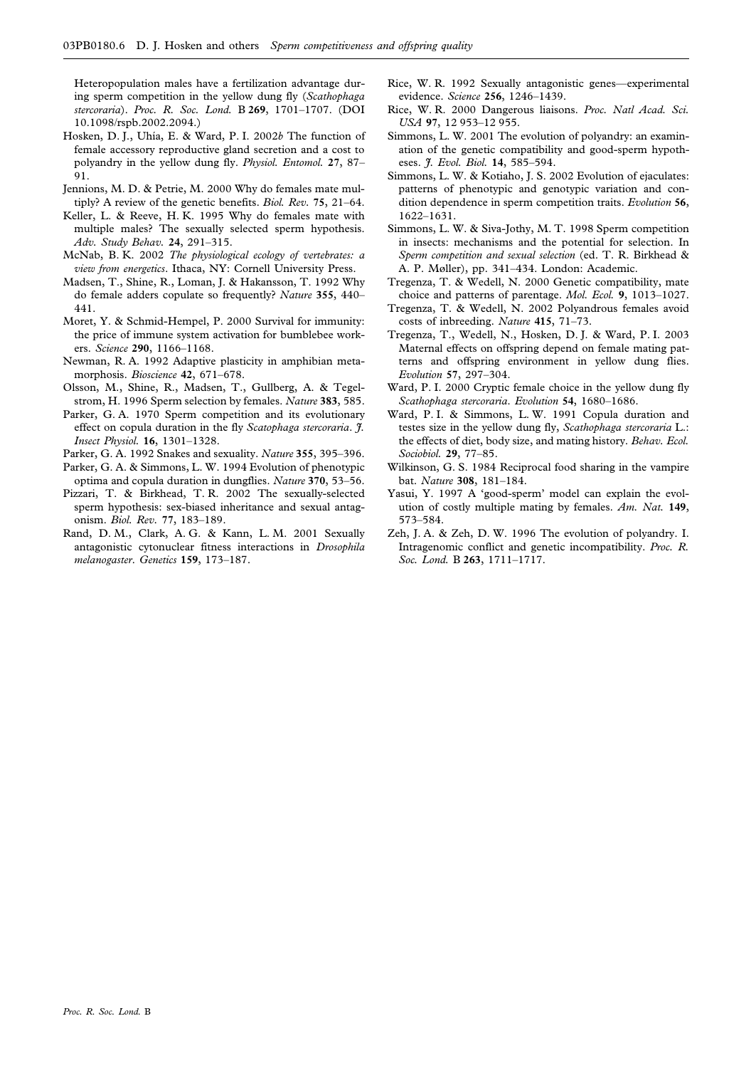Heteropopulation males have a fertilization advantage during sperm competition in the yellow dung fly (*Scathophaga stercoraria*). *Proc. R. Soc. Lond.* B **269**, 1701–1707. (DOI 10.1098/rspb.2002.2094.)

Hosken, D. J., Uhía, E. & Ward, P. I. 2002*b* The function of female accessory reproductive gland secretion and a cost to polyandry in the yellow dung fly. *Physiol. Entomol.* **27**, 87–91.

Jennions, M. D. & Petrie, M. 2000 Why do females mate multiply? A review of the genetic benefits. *Biol. Rev.* **75**, 21–64.

Keller, L. & Reeve, H. K. 1995 Why do females mate with multiple males? The sexually selected sperm hypothesis. *Adv. Study Behav.* **24**, 291–315.

McNab, B. K. 2002 *The physiological ecology of vertebrates: a view from energetics*. Ithaca, NY: Cornell University Press.

Madsen, T., Shine, R., Loman, J. & Hakansson, T. 1992 Why do female adders copulate so frequently? *Nature* **355**, 440–441.

Moret, Y. & Schmid-Hempel, P. 2000 Survival for immunity: the price of immune system activation for bumblebee workers. *Science* **290**, 1166–1168.

Newman, R. A. 1992 Adaptive plasticity in amphibian metamorphosis. *Bioscience* **42**, 671–678.

Olsson, M., Shine, R., Madsen, T., Gullberg, A. & Tegelstrom, H. 1996 Sperm selection by females. *Nature* **383**, 585.

Parker, G. A. 1970 Sperm competition and its evolutionary effect on copula duration in the fly *Scatophaga stercoraria*. *J. Insect Physiol.* **16**, 1301–1328.

Parker, G. A. 1992 Snakes and sexuality. *Nature* **355**, 395–396.

Parker, G. A. & Simmons, L. W. 1994 Evolution of phenotypic optima and copula duration in dungflies. *Nature* **370**, 53–56.

Pizzari, T. & Birkhead, T. R. 2002 The sexually-selected sperm hypothesis: sex-biased inheritance and sexual antagonism. *Biol. Rev.* **77**, 183–189.

Rand, D. M., Clark, A. G. & Kann, L. M. 2001 Sexually antagonistic cytonuclear fitness interactions in *Drosophila melanogaster*. *Genetics* **159**, 173–187.

Rice, W. R. 1992 Sexually antagonistic genes—experimental evidence. *Science* **256**, 1246–1439.

Rice, W. R. 2000 Dangerous liaisons. *Proc. Natl Acad. Sci. USA* **97**, 12 953–12 955.

Simmons, L. W. 2001 The evolution of polyandry: an examination of the genetic compatibility and good-sperm hypotheses. *J. Evol. Biol.* **14**, 585–594.

Simmons, L. W. & Kotiaho, J. S. 2002 Evolution of ejaculates: patterns of phenotypic and genotypic variation and condition dependence in sperm competition traits. *Evolution* **56**, 1622–1631.

Simmons, L. W. & Siva-Jothy, M. T. 1998 Sperm competition in insects: mechanisms and the potential for selection. In *Sperm competition and sexual selection* (ed. T. R. Birkhead & A. P. Møller), pp. 341–434. London: Academic.

Tregenza, T. & Wedell, N. 2000 Genetic compatibility, mate choice and patterns of parentage. *Mol. Ecol.* **9**, 1013–1027.

Tregenza, T. & Wedell, N. 2002 Polyandrous females avoid costs of inbreeding. *Nature* **415**, 71–73.

Tregenza, T., Wedell, N., Hosken, D. J. & Ward, P. I. 2003 Maternal effects on offspring depend on female mating patterns and offspring environment in yellow dung flies. *Evolution* **57**, 297–304.

Ward, P. I. 2000 Cryptic female choice in the yellow dung fly *Scathophaga stercoraria*. *Evolution* **54**, 1680–1686.

Ward, P. I. & Simmons, L. W. 1991 Copula duration and testes size in the yellow dung fly, *Scathophaga stercoraria* L.: the effects of diet, body size, and mating history. *Behav. Ecol. Sociobiol.* **29**, 77–85.

Wilkinson, G. S. 1984 Reciprocal food sharing in the vampire bat. *Nature* **308**, 181–184.

Yasui, Y. 1997 A 'good-sperm' model can explain the evolution of costly multiple mating by females. *Am. Nat.* **149**, 573–584.

Zeh, J. A. & Zeh, D. W. 1996 The evolution of polyandry. I. Intragenomic conflict and genetic incompatibility. *Proc. R. Soc. Lond.* B **263**, 1711–1717.